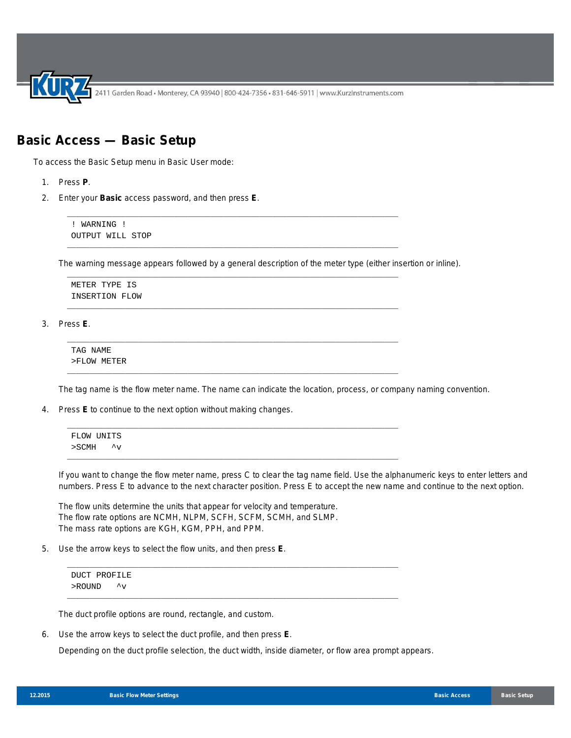# Basic Access — Basic Setup

To access the Basic Setup menu in Basic User mode:

1. Press **P**.
2. Enter your **Basic** access password, and then press **E**.

```
! WARNING !
OUTPUT WILL STOP
```

The warning message appears followed by a general description of the meter type (either insertion or inline).

```
METER TYPE IS
INSERTION FLOW
```

3. Press **E**.

```
TAG NAME
>FLOW METER
```

The tag name is the flow meter name. The name can indicate the location, process, or company naming convention.

4. Press **E** to continue to the next option without making changes.

```
FLOW UNITS
>SCMH   ^v
```

If you want to change the flow meter name, press C to clear the tag name field. Use the alphanumeric keys to enter letters and numbers. Press E to advance to the next character position. Press E to accept the new name and continue to the next option.

The flow units determine the units that appear for velocity and temperature.
The flow rate options are NCMH, NLPM, SCFH, SCFM, SCMH, and SLMP.
The mass rate options are KGH, KGM, PPH, and PPM.

5. Use the arrow keys to select the flow units, and then press **E**.

```
DUCT PROFILE
>ROUND   ^v
```

The duct profile options are round, rectangle, and custom.

6. Use the arrow keys to select the duct profile, and then press **E**.

   Depending on the duct profile selection, the duct width, inside diameter, or flow area prompt appears.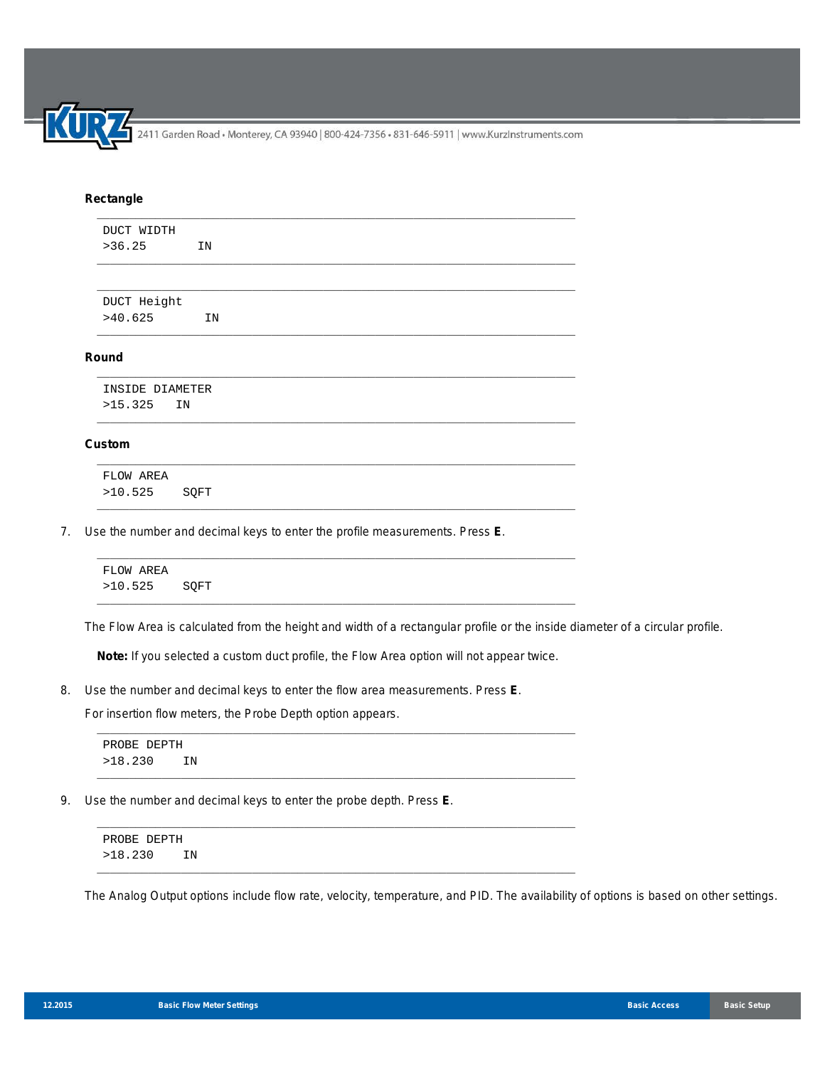**Rectangle**

```
DUCT WIDTH
>36.25       IN
```

```
DUCT Height
>40.625       IN
```

**Round**

```
INSIDE DIAMETER
>15.325   IN
```

**Custom**

```
FLOW AREA
>10.525    SQFT
```

7. Use the number and decimal keys to enter the profile measurements. Press **E**.

```
FLOW AREA
>10.525    SQFT
```

The Flow Area is calculated from the height and width of a rectangular profile or the inside diameter of a circular profile.

**Note:** If you selected a custom duct profile, the Flow Area option will not appear twice.

8. Use the number and decimal keys to enter the flow area measurements. Press **E**.

   For insertion flow meters, the Probe Depth option appears.

```
PROBE DEPTH
>18.230    IN
```

9. Use the number and decimal keys to enter the probe depth. Press **E**.

```
PROBE DEPTH
>18.230    IN
```

The Analog Output options include flow rate, velocity, temperature, and PID. The availability of options is based on other settings.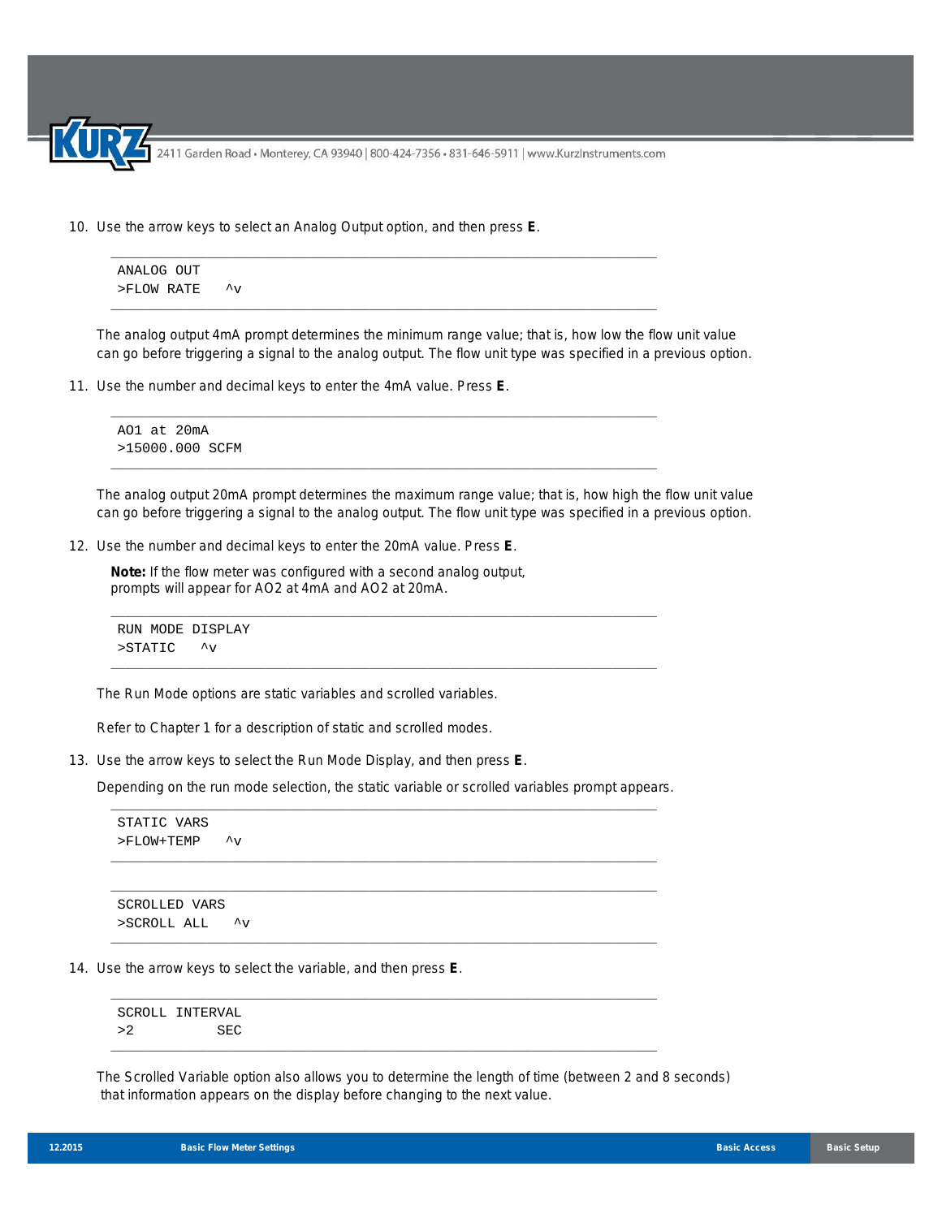10. Use the arrow keys to select an Analog Output option, and then press **E**.

```
ANALOG OUT
>FLOW RATE   ^v
```

The analog output 4mA prompt determines the minimum range value; that is, how low the flow unit value can go before triggering a signal to the analog output. The flow unit type was specified in a previous option.

11. Use the number and decimal keys to enter the 4mA value. Press **E**.

```
AO1 at 20mA
>15000.000 SCFM
```

The analog output 20mA prompt determines the maximum range value; that is, how high the flow unit value can go before triggering a signal to the analog output. The flow unit type was specified in a previous option.

12. Use the number and decimal keys to enter the 20mA value. Press **E**.

    **Note:** If the flow meter was configured with a second analog output, prompts will appear for AO2 at 4mA and AO2 at 20mA.

```
RUN MODE DISPLAY
>STATIC   ^v
```

The Run Mode options are static variables and scrolled variables.

Refer to Chapter 1 for a description of static and scrolled modes.

13. Use the arrow keys to select the Run Mode Display, and then press **E**.

    Depending on the run mode selection, the static variable or scrolled variables prompt appears.

```
STATIC VARS
>FLOW+TEMP   ^v
```

```
SCROLLED VARS
>SCROLL ALL   ^v
```

14. Use the arrow keys to select the variable, and then press **E**.

```
SCROLL INTERVAL
>2          SEC
```

The Scrolled Variable option also allows you to determine the length of time (between 2 and 8 seconds) that information appears on the display before changing to the next value.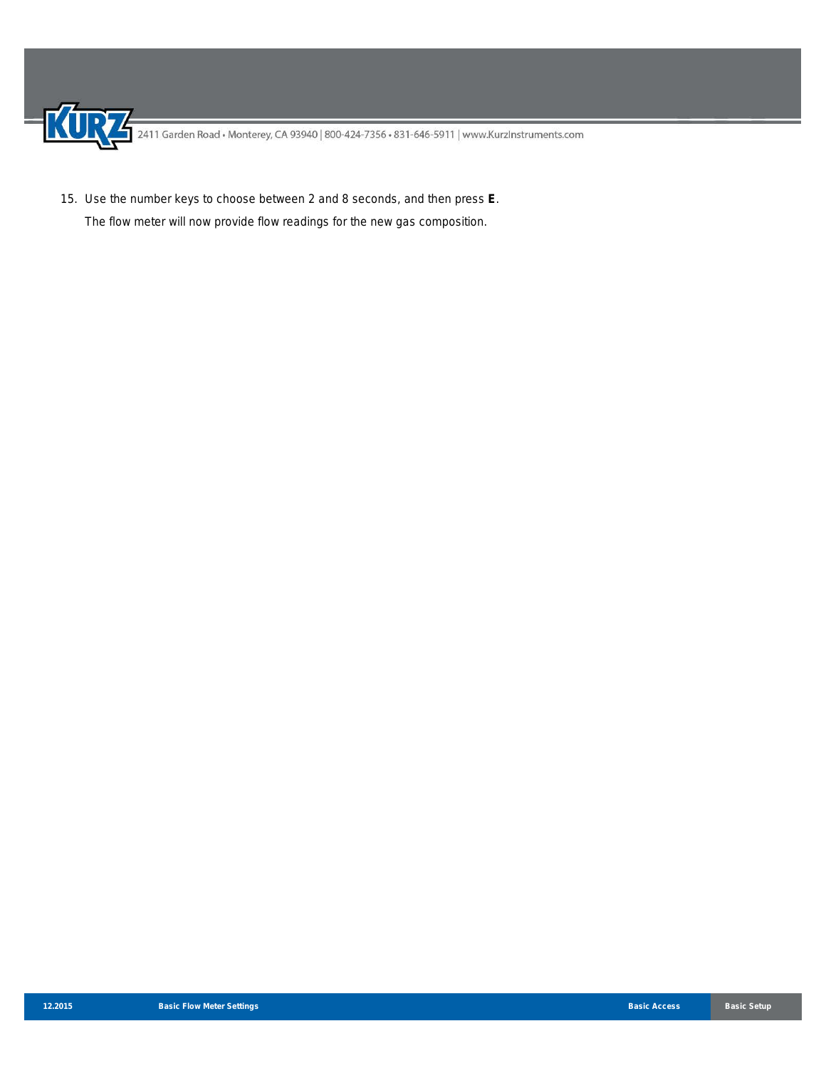15. Use the number keys to choose between 2 and 8 seconds, and then press **E**.

    The flow meter will now provide flow readings for the new gas composition.